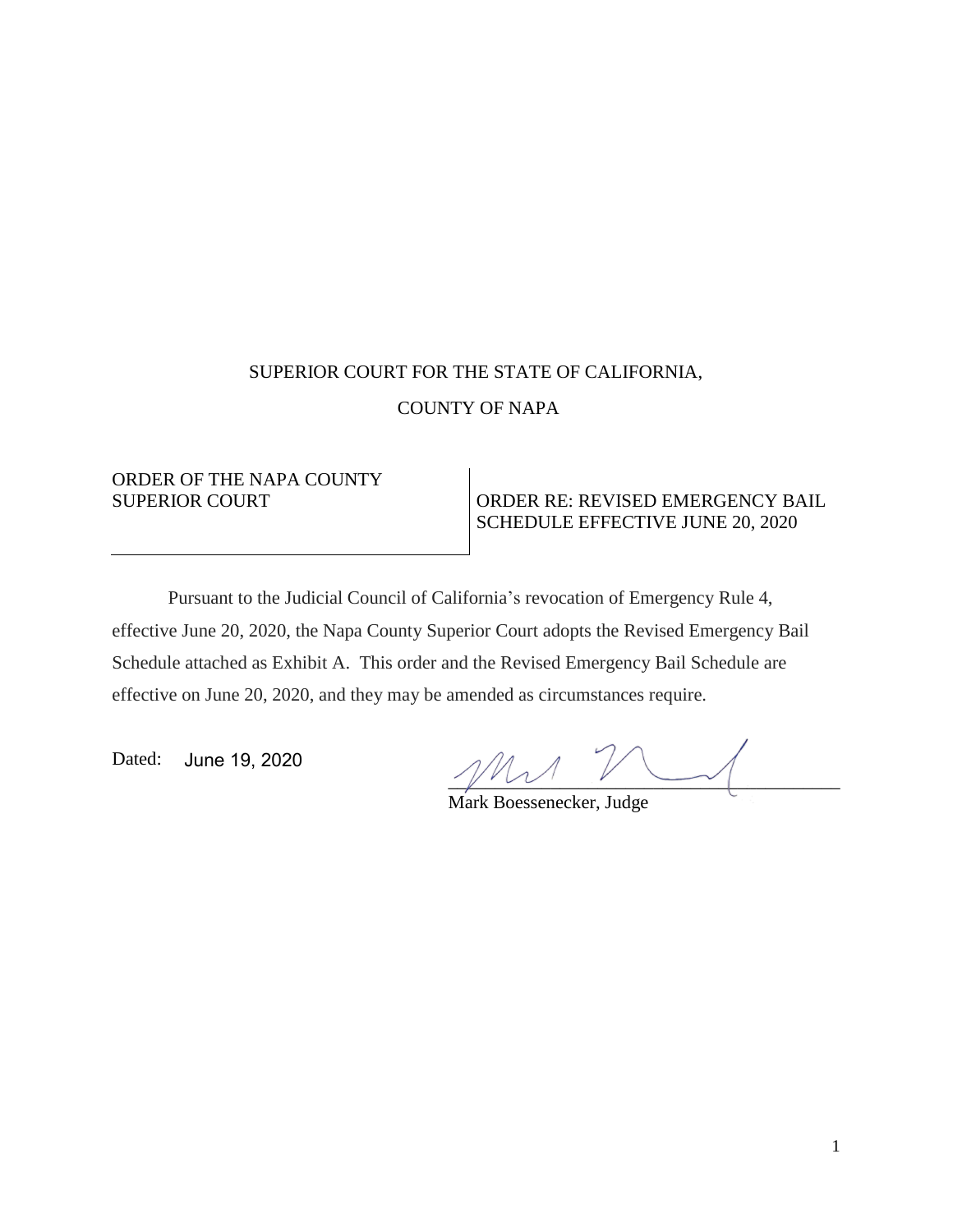SUPERIOR COURT FOR THE STATE OF CALIFORNIA,

COUNTY OF NAPA

| ORDER OF THE NAPA COUNTY SUPERIOR COURT | ORDER RE: REVISED EMERGENCY BAIL SCHEDULE EFFECTIVE JUNE 20, 2020 |
| --- | --- |

Pursuant to the Judicial Council of California's revocation of Emergency Rule 4, effective June 20, 2020, the Napa County Superior Court adopts the Revised Emergency Bail Schedule attached as Exhibit A. This order and the Revised Emergency Bail Schedule are effective on June 20, 2020, and they may be amended as circumstances require.

Dated: June 19, 2020

Mark Boessenecker, Judge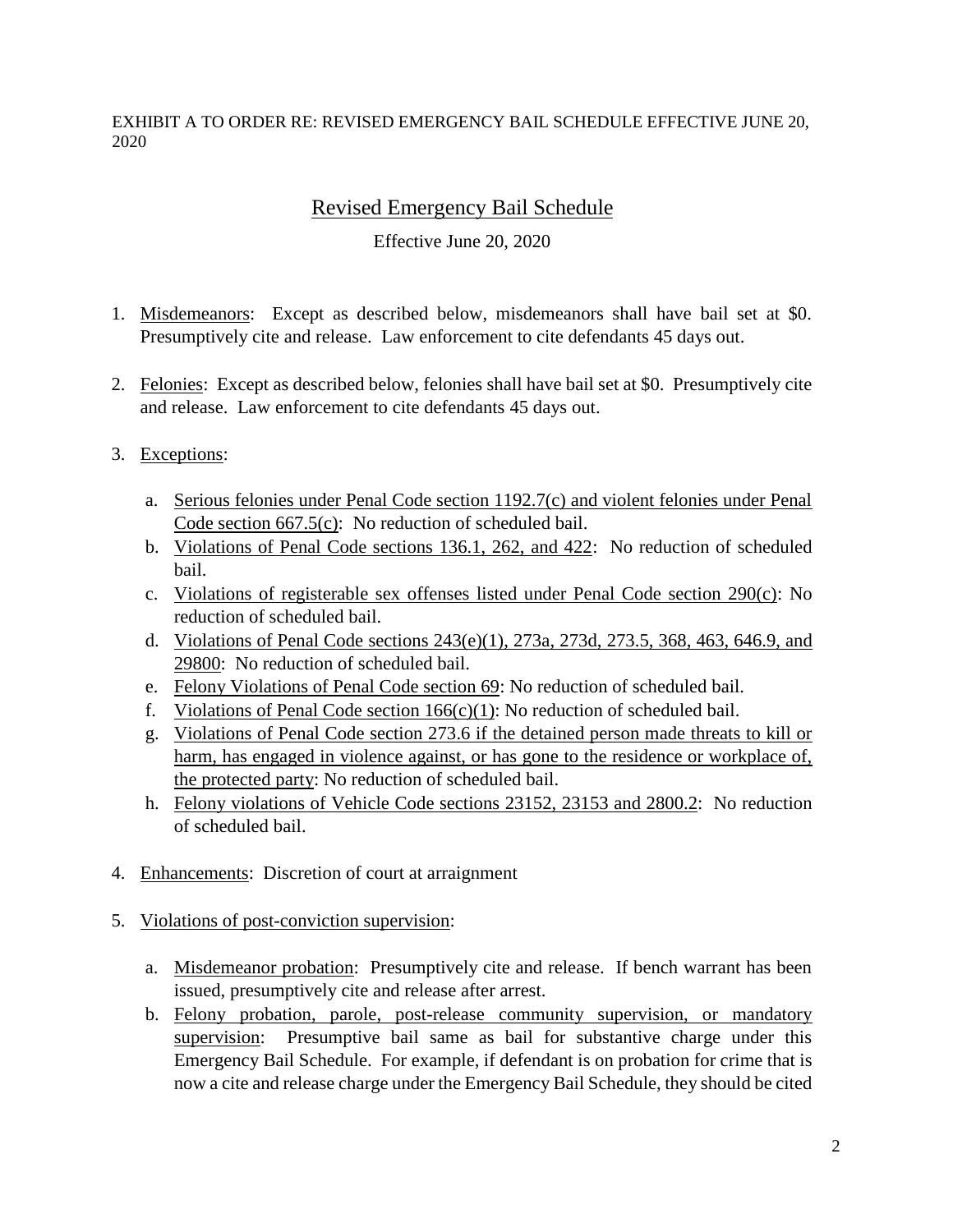EXHIBIT A TO ORDER RE: REVISED EMERGENCY BAIL SCHEDULE EFFECTIVE JUNE 20, 2020

# Revised Emergency Bail Schedule

Effective June 20, 2020

1. Misdemeanors: Except as described below, misdemeanors shall have bail set at \$0. Presumptively cite and release. Law enforcement to cite defendants 45 days out.

2. Felonies: Except as described below, felonies shall have bail set at \$0. Presumptively cite and release. Law enforcement to cite defendants 45 days out.

3. Exceptions:

   a. Serious felonies under Penal Code section 1192.7(c) and violent felonies under Penal Code section 667.5(c): No reduction of scheduled bail.
   b. Violations of Penal Code sections 136.1, 262, and 422: No reduction of scheduled bail.
   c. Violations of registerable sex offenses listed under Penal Code section 290(c): No reduction of scheduled bail.
   d. Violations of Penal Code sections 243(e)(1), 273a, 273d, 273.5, 368, 463, 646.9, and 29800: No reduction of scheduled bail.
   e. Felony Violations of Penal Code section 69: No reduction of scheduled bail.
   f. Violations of Penal Code section 166(c)(1): No reduction of scheduled bail.
   g. Violations of Penal Code section 273.6 if the detained person made threats to kill or harm, has engaged in violence against, or has gone to the residence or workplace of, the protected party: No reduction of scheduled bail.
   h. Felony violations of Vehicle Code sections 23152, 23153 and 2800.2: No reduction of scheduled bail.

4. Enhancements: Discretion of court at arraignment

5. Violations of post-conviction supervision:

   a. Misdemeanor probation: Presumptively cite and release. If bench warrant has been issued, presumptively cite and release after arrest.
   b. Felony probation, parole, post-release community supervision, or mandatory supervision: Presumptive bail same as bail for substantive charge under this Emergency Bail Schedule. For example, if defendant is on probation for crime that is now a cite and release charge under the Emergency Bail Schedule, they should be cited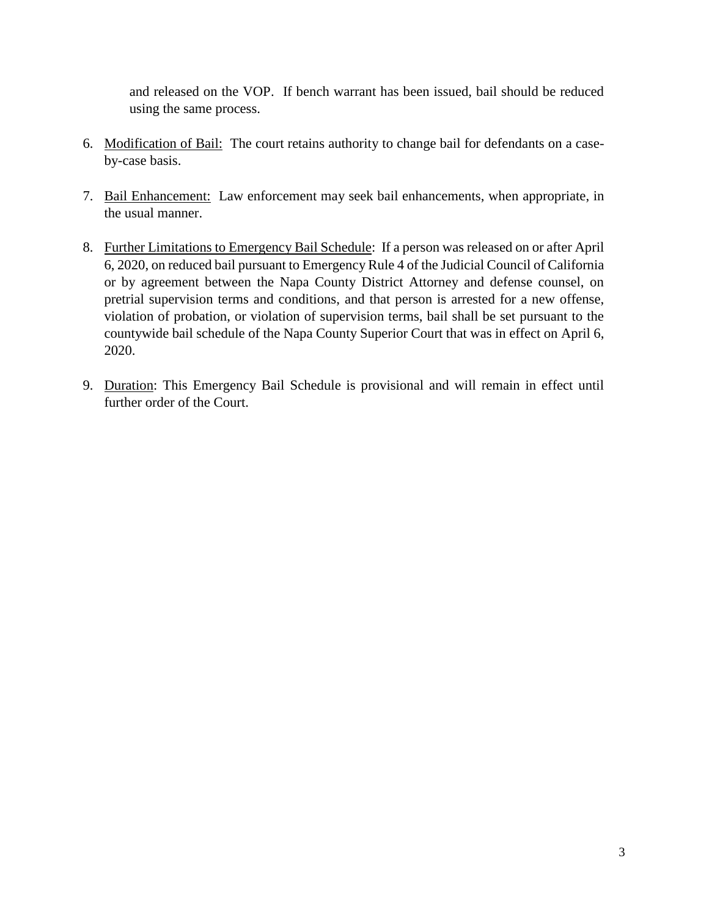and released on the VOP. If bench warrant has been issued, bail should be reduced using the same process.

6. Modification of Bail: The court retains authority to change bail for defendants on a case-by-case basis.

7. Bail Enhancement: Law enforcement may seek bail enhancements, when appropriate, in the usual manner.

8. Further Limitations to Emergency Bail Schedule: If a person was released on or after April 6, 2020, on reduced bail pursuant to Emergency Rule 4 of the Judicial Council of California or by agreement between the Napa County District Attorney and defense counsel, on pretrial supervision terms and conditions, and that person is arrested for a new offense, violation of probation, or violation of supervision terms, bail shall be set pursuant to the countywide bail schedule of the Napa County Superior Court that was in effect on April 6, 2020.

9. Duration: This Emergency Bail Schedule is provisional and will remain in effect until further order of the Court.